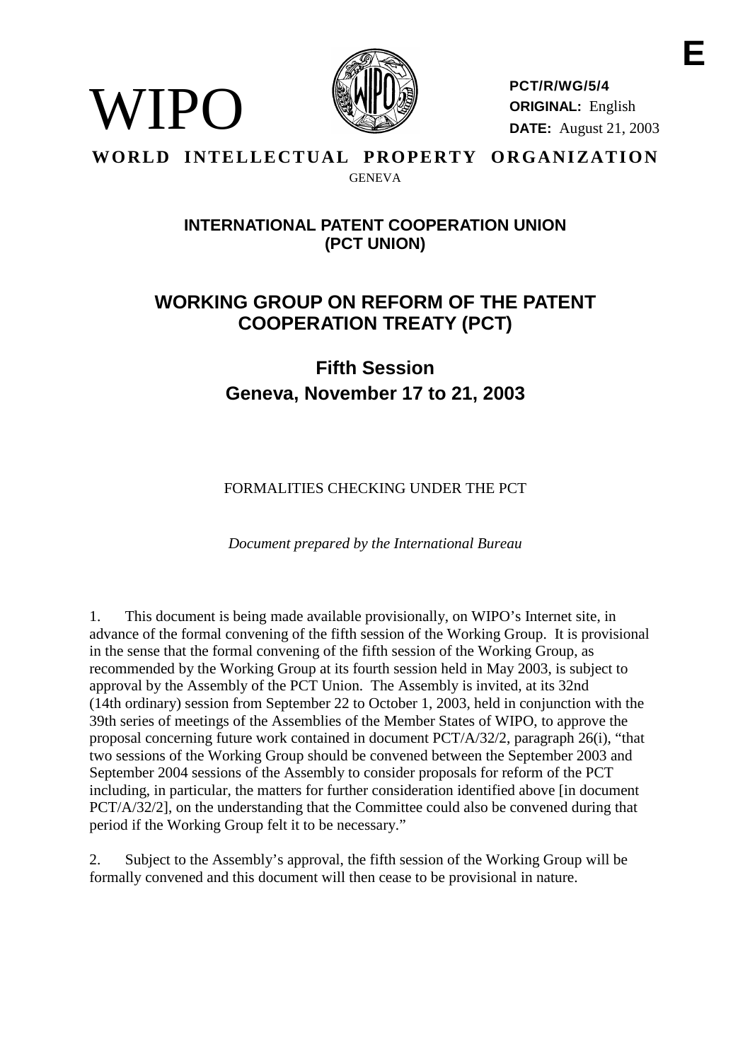WIPO

**PCT/R/WG/5/4**
**ORIGINAL:** English
**DATE:** August 21, 2003

E

**WORLD INTELLECTUAL PROPERTY ORGANIZATION**

GENEVA

## INTERNATIONAL PATENT COOPERATION UNION (PCT UNION)

# WORKING GROUP ON REFORM OF THE PATENT COOPERATION TREATY (PCT)

## Fifth Session
## Geneva, November 17 to 21, 2003

FORMALITIES CHECKING UNDER THE PCT

*Document prepared by the International Bureau*

1. This document is being made available provisionally, on WIPO's Internet site, in advance of the formal convening of the fifth session of the Working Group. It is provisional in the sense that the formal convening of the fifth session of the Working Group, as recommended by the Working Group at its fourth session held in May 2003, is subject to approval by the Assembly of the PCT Union. The Assembly is invited, at its 32nd (14th ordinary) session from September 22 to October 1, 2003, held in conjunction with the 39th series of meetings of the Assemblies of the Member States of WIPO, to approve the proposal concerning future work contained in document PCT/A/32/2, paragraph 26(i), "that two sessions of the Working Group should be convened between the September 2003 and September 2004 sessions of the Assembly to consider proposals for reform of the PCT including, in particular, the matters for further consideration identified above [in document PCT/A/32/2], on the understanding that the Committee could also be convened during that period if the Working Group felt it to be necessary."

2. Subject to the Assembly's approval, the fifth session of the Working Group will be formally convened and this document will then cease to be provisional in nature.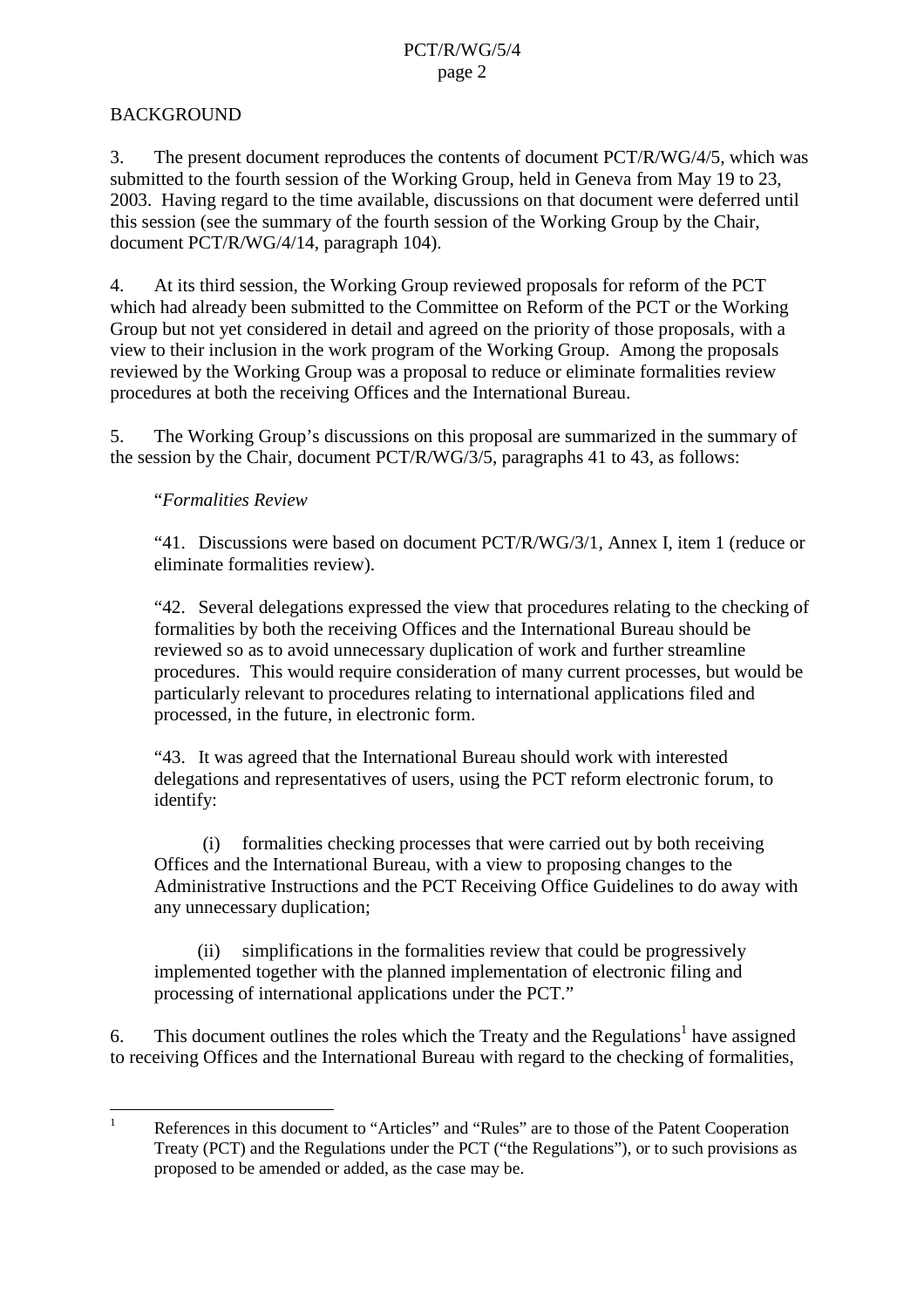BACKGROUND

3. The present document reproduces the contents of document PCT/R/WG/4/5, which was submitted to the fourth session of the Working Group, held in Geneva from May 19 to 23, 2003. Having regard to the time available, discussions on that document were deferred until this session (see the summary of the fourth session of the Working Group by the Chair, document PCT/R/WG/4/14, paragraph 104).

4. At its third session, the Working Group reviewed proposals for reform of the PCT which had already been submitted to the Committee on Reform of the PCT or the Working Group but not yet considered in detail and agreed on the priority of those proposals, with a view to their inclusion in the work program of the Working Group. Among the proposals reviewed by the Working Group was a proposal to reduce or eliminate formalities review procedures at both the receiving Offices and the International Bureau.

5. The Working Group's discussions on this proposal are summarized in the summary of the session by the Chair, document PCT/R/WG/3/5, paragraphs 41 to 43, as follows:

> "*Formalities Review*
>
> "41. Discussions were based on document PCT/R/WG/3/1, Annex I, item 1 (reduce or eliminate formalities review).
>
> "42. Several delegations expressed the view that procedures relating to the checking of formalities by both the receiving Offices and the International Bureau should be reviewed so as to avoid unnecessary duplication of work and further streamline procedures. This would require consideration of many current processes, but would be particularly relevant to procedures relating to international applications filed and processed, in the future, in electronic form.
>
> "43. It was agreed that the International Bureau should work with interested delegations and representatives of users, using the PCT reform electronic forum, to identify:
>
> (i) formalities checking processes that were carried out by both receiving Offices and the International Bureau, with a view to proposing changes to the Administrative Instructions and the PCT Receiving Office Guidelines to do away with any unnecessary duplication;
>
> (ii) simplifications in the formalities review that could be progressively implemented together with the planned implementation of electronic filing and processing of international applications under the PCT."

6. This document outlines the roles which the Treaty and the Regulations[1] have assigned to receiving Offices and the International Bureau with regard to the checking of formalities,

[1] References in this document to "Articles" and "Rules" are to those of the Patent Cooperation Treaty (PCT) and the Regulations under the PCT ("the Regulations"), or to such provisions as proposed to be amended or added, as the case may be.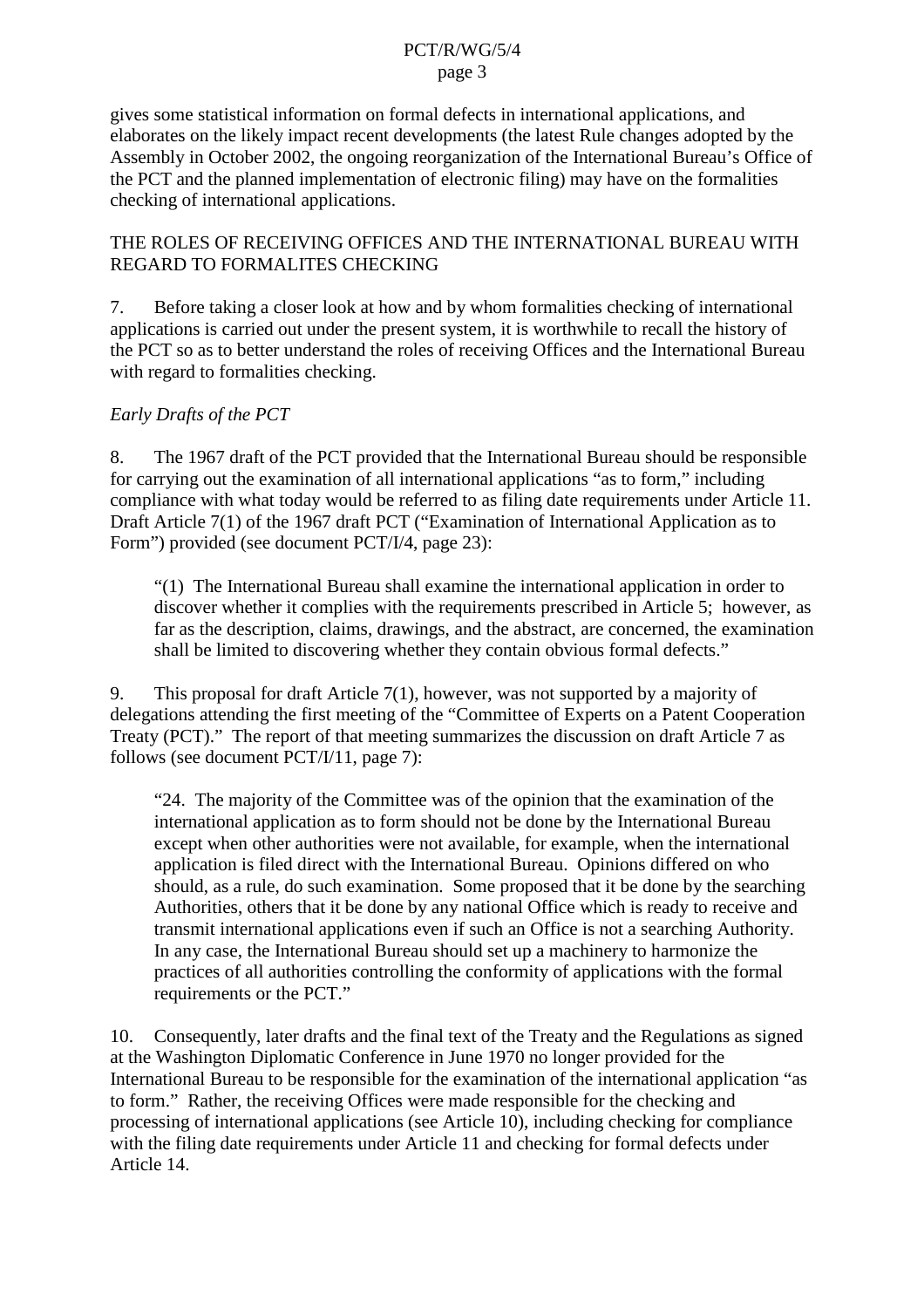gives some statistical information on formal defects in international applications, and elaborates on the likely impact recent developments (the latest Rule changes adopted by the Assembly in October 2002, the ongoing reorganization of the International Bureau's Office of the PCT and the planned implementation of electronic filing) may have on the formalities checking of international applications.

## THE ROLES OF RECEIVING OFFICES AND THE INTERNATIONAL BUREAU WITH REGARD TO FORMALITES CHECKING

7. Before taking a closer look at how and by whom formalities checking of international applications is carried out under the present system, it is worthwhile to recall the history of the PCT so as to better understand the roles of receiving Offices and the International Bureau with regard to formalities checking.

### *Early Drafts of the PCT*

8. The 1967 draft of the PCT provided that the International Bureau should be responsible for carrying out the examination of all international applications "as to form," including compliance with what today would be referred to as filing date requirements under Article 11. Draft Article 7(1) of the 1967 draft PCT ("Examination of International Application as to Form") provided (see document PCT/I/4, page 23):

> "(1) The International Bureau shall examine the international application in order to discover whether it complies with the requirements prescribed in Article 5; however, as far as the description, claims, drawings, and the abstract, are concerned, the examination shall be limited to discovering whether they contain obvious formal defects."

9. This proposal for draft Article 7(1), however, was not supported by a majority of delegations attending the first meeting of the "Committee of Experts on a Patent Cooperation Treaty (PCT)." The report of that meeting summarizes the discussion on draft Article 7 as follows (see document PCT/I/11, page 7):

> "24. The majority of the Committee was of the opinion that the examination of the international application as to form should not be done by the International Bureau except when other authorities were not available, for example, when the international application is filed direct with the International Bureau. Opinions differed on who should, as a rule, do such examination. Some proposed that it be done by the searching Authorities, others that it be done by any national Office which is ready to receive and transmit international applications even if such an Office is not a searching Authority. In any case, the International Bureau should set up a machinery to harmonize the practices of all authorities controlling the conformity of applications with the formal requirements or the PCT."

10. Consequently, later drafts and the final text of the Treaty and the Regulations as signed at the Washington Diplomatic Conference in June 1970 no longer provided for the International Bureau to be responsible for the examination of the international application "as to form." Rather, the receiving Offices were made responsible for the checking and processing of international applications (see Article 10), including checking for compliance with the filing date requirements under Article 11 and checking for formal defects under Article 14.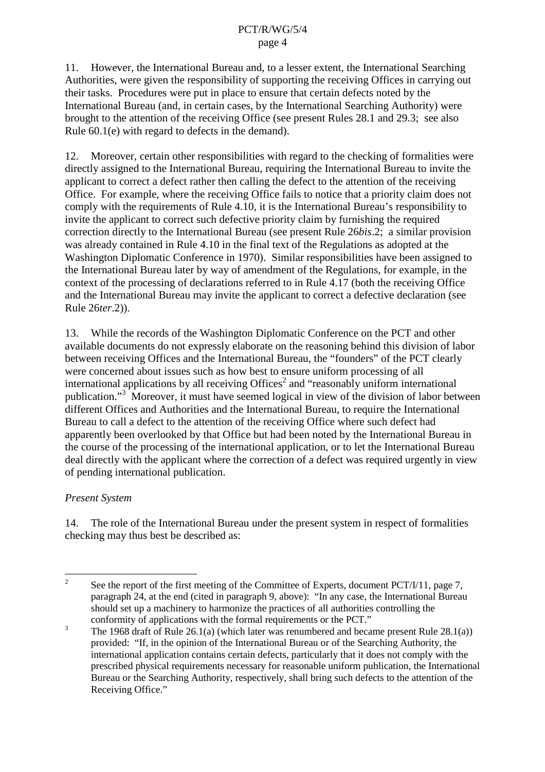11. However, the International Bureau and, to a lesser extent, the International Searching Authorities, were given the responsibility of supporting the receiving Offices in carrying out their tasks. Procedures were put in place to ensure that certain defects noted by the International Bureau (and, in certain cases, by the International Searching Authority) were brought to the attention of the receiving Office (see present Rules 28.1 and 29.3; see also Rule 60.1(e) with regard to defects in the demand).

12. Moreover, certain other responsibilities with regard to the checking of formalities were directly assigned to the International Bureau, requiring the International Bureau to invite the applicant to correct a defect rather then calling the defect to the attention of the receiving Office. For example, where the receiving Office fails to notice that a priority claim does not comply with the requirements of Rule 4.10, it is the International Bureau's responsibility to invite the applicant to correct such defective priority claim by furnishing the required correction directly to the International Bureau (see present Rule 26*bis*.2; a similar provision was already contained in Rule 4.10 in the final text of the Regulations as adopted at the Washington Diplomatic Conference in 1970). Similar responsibilities have been assigned to the International Bureau later by way of amendment of the Regulations, for example, in the context of the processing of declarations referred to in Rule 4.17 (both the receiving Office and the International Bureau may invite the applicant to correct a defective declaration (see Rule 26*ter*.2)).

13. While the records of the Washington Diplomatic Conference on the PCT and other available documents do not expressly elaborate on the reasoning behind this division of labor between receiving Offices and the International Bureau, the "founders" of the PCT clearly were concerned about issues such as how best to ensure uniform processing of all international applications by all receiving Offices[2] and "reasonably uniform international publication."[3] Moreover, it must have seemed logical in view of the division of labor between different Offices and Authorities and the International Bureau, to require the International Bureau to call a defect to the attention of the receiving Office where such defect had apparently been overlooked by that Office but had been noted by the International Bureau in the course of the processing of the international application, or to let the International Bureau deal directly with the applicant where the correction of a defect was required urgently in view of pending international publication.

*Present System*

14. The role of the International Bureau under the present system in respect of formalities checking may thus best be described as:

---

[2] See the report of the first meeting of the Committee of Experts, document PCT/I/11, page 7, paragraph 24, at the end (cited in paragraph 9, above): "In any case, the International Bureau should set up a machinery to harmonize the practices of all authorities controlling the conformity of applications with the formal requirements or the PCT."

[3] The 1968 draft of Rule 26.1(a) (which later was renumbered and became present Rule 28.1(a)) provided: "If, in the opinion of the International Bureau or of the Searching Authority, the international application contains certain defects, particularly that it does not comply with the prescribed physical requirements necessary for reasonable uniform publication, the International Bureau or the Searching Authority, respectively, shall bring such defects to the attention of the Receiving Office."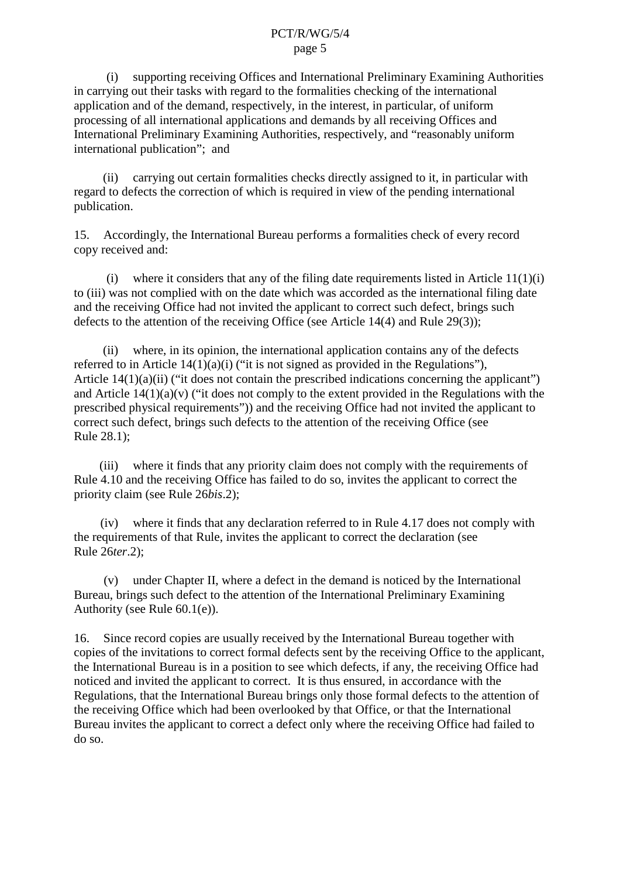(i) supporting receiving Offices and International Preliminary Examining Authorities in carrying out their tasks with regard to the formalities checking of the international application and of the demand, respectively, in the interest, in particular, of uniform processing of all international applications and demands by all receiving Offices and International Preliminary Examining Authorities, respectively, and "reasonably uniform international publication"; and

(ii) carrying out certain formalities checks directly assigned to it, in particular with regard to defects the correction of which is required in view of the pending international publication.

15. Accordingly, the International Bureau performs a formalities check of every record copy received and:

(i) where it considers that any of the filing date requirements listed in Article 11(1)(i) to (iii) was not complied with on the date which was accorded as the international filing date and the receiving Office had not invited the applicant to correct such defect, brings such defects to the attention of the receiving Office (see Article 14(4) and Rule 29(3));

(ii) where, in its opinion, the international application contains any of the defects referred to in Article 14(1)(a)(i) ("it is not signed as provided in the Regulations"), Article 14(1)(a)(ii) ("it does not contain the prescribed indications concerning the applicant") and Article 14(1)(a)(v) ("it does not comply to the extent provided in the Regulations with the prescribed physical requirements")) and the receiving Office had not invited the applicant to correct such defect, brings such defects to the attention of the receiving Office (see Rule 28.1);

(iii) where it finds that any priority claim does not comply with the requirements of Rule 4.10 and the receiving Office has failed to do so, invites the applicant to correct the priority claim (see Rule 26*bis*.2);

(iv) where it finds that any declaration referred to in Rule 4.17 does not comply with the requirements of that Rule, invites the applicant to correct the declaration (see Rule 26*ter*.2);

(v) under Chapter II, where a defect in the demand is noticed by the International Bureau, brings such defect to the attention of the International Preliminary Examining Authority (see Rule 60.1(e)).

16. Since record copies are usually received by the International Bureau together with copies of the invitations to correct formal defects sent by the receiving Office to the applicant, the International Bureau is in a position to see which defects, if any, the receiving Office had noticed and invited the applicant to correct. It is thus ensured, in accordance with the Regulations, that the International Bureau brings only those formal defects to the attention of the receiving Office which had been overlooked by that Office, or that the International Bureau invites the applicant to correct a defect only where the receiving Office had failed to do so.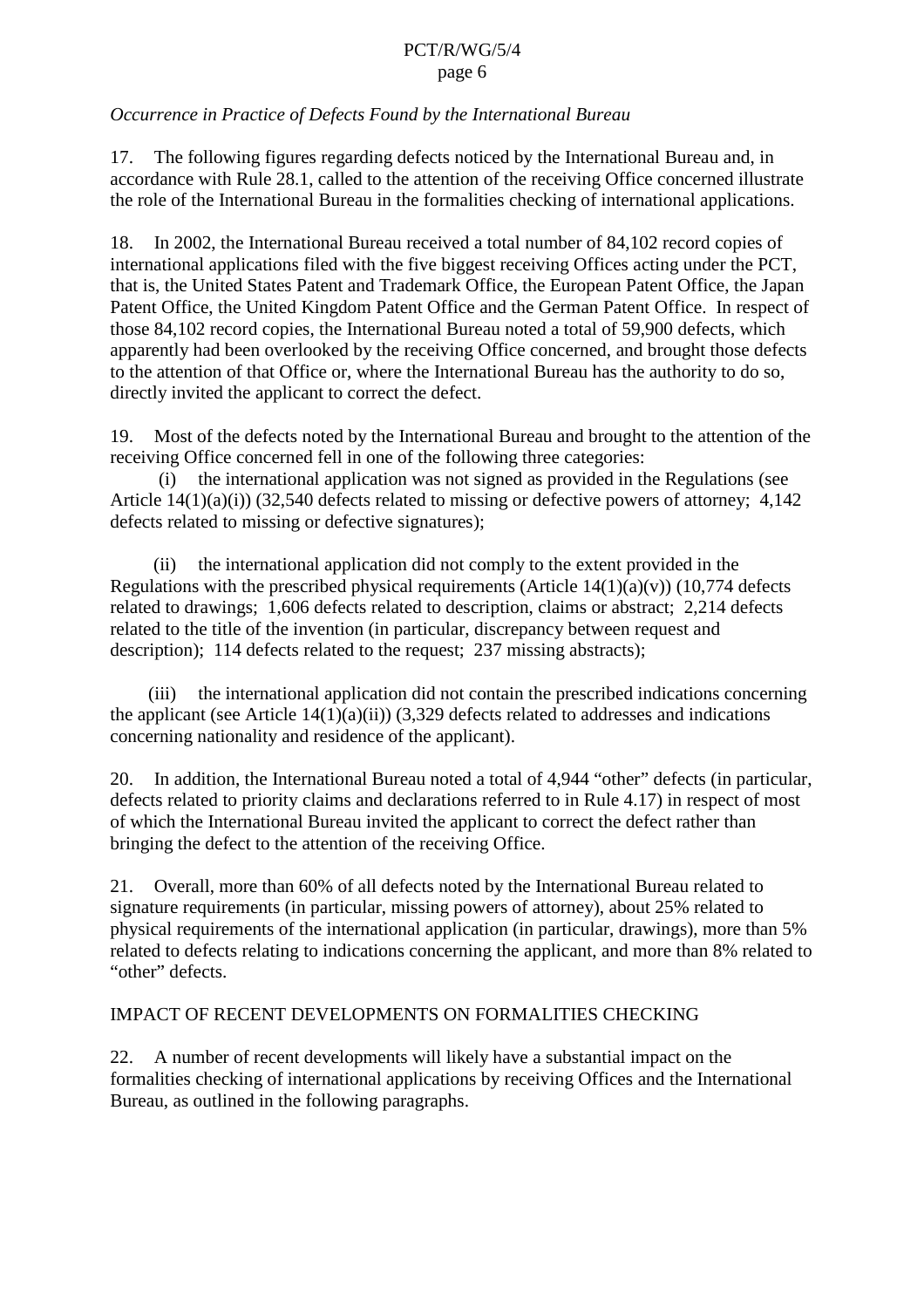*Occurrence in Practice of Defects Found by the International Bureau*

17. The following figures regarding defects noticed by the International Bureau and, in accordance with Rule 28.1, called to the attention of the receiving Office concerned illustrate the role of the International Bureau in the formalities checking of international applications.

18. In 2002, the International Bureau received a total number of 84,102 record copies of international applications filed with the five biggest receiving Offices acting under the PCT, that is, the United States Patent and Trademark Office, the European Patent Office, the Japan Patent Office, the United Kingdom Patent Office and the German Patent Office. In respect of those 84,102 record copies, the International Bureau noted a total of 59,900 defects, which apparently had been overlooked by the receiving Office concerned, and brought those defects to the attention of that Office or, where the International Bureau has the authority to do so, directly invited the applicant to correct the defect.

19. Most of the defects noted by the International Bureau and brought to the attention of the receiving Office concerned fell in one of the following three categories:

(i) the international application was not signed as provided in the Regulations (see Article 14(1)(a)(i)) (32,540 defects related to missing or defective powers of attorney; 4,142 defects related to missing or defective signatures);

(ii) the international application did not comply to the extent provided in the Regulations with the prescribed physical requirements (Article 14(1)(a)(v)) (10,774 defects related to drawings; 1,606 defects related to description, claims or abstract; 2,214 defects related to the title of the invention (in particular, discrepancy between request and description); 114 defects related to the request; 237 missing abstracts);

(iii) the international application did not contain the prescribed indications concerning the applicant (see Article 14(1)(a)(ii)) (3,329 defects related to addresses and indications concerning nationality and residence of the applicant).

20. In addition, the International Bureau noted a total of 4,944 "other" defects (in particular, defects related to priority claims and declarations referred to in Rule 4.17) in respect of most of which the International Bureau invited the applicant to correct the defect rather than bringing the defect to the attention of the receiving Office.

21. Overall, more than 60% of all defects noted by the International Bureau related to signature requirements (in particular, missing powers of attorney), about 25% related to physical requirements of the international application (in particular, drawings), more than 5% related to defects relating to indications concerning the applicant, and more than 8% related to "other" defects.

## IMPACT OF RECENT DEVELOPMENTS ON FORMALITIES CHECKING

22. A number of recent developments will likely have a substantial impact on the formalities checking of international applications by receiving Offices and the International Bureau, as outlined in the following paragraphs.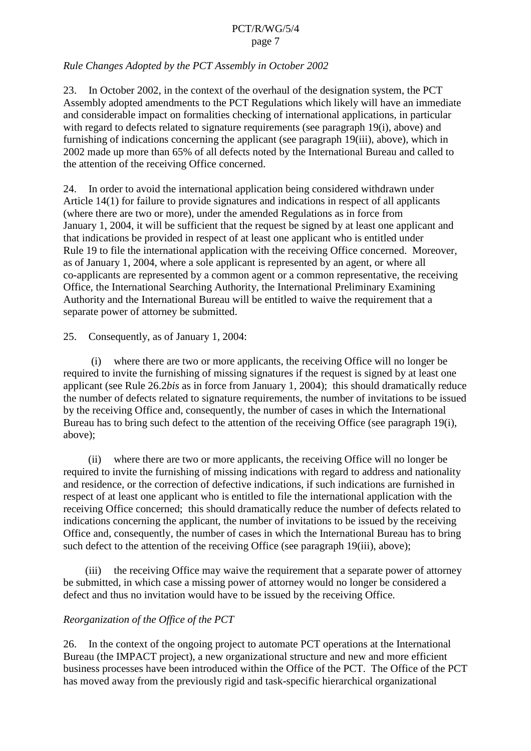*Rule Changes Adopted by the PCT Assembly in October 2002*

23. In October 2002, in the context of the overhaul of the designation system, the PCT Assembly adopted amendments to the PCT Regulations which likely will have an immediate and considerable impact on formalities checking of international applications, in particular with regard to defects related to signature requirements (see paragraph 19(i), above) and furnishing of indications concerning the applicant (see paragraph 19(iii), above), which in 2002 made up more than 65% of all defects noted by the International Bureau and called to the attention of the receiving Office concerned.

24. In order to avoid the international application being considered withdrawn under Article 14(1) for failure to provide signatures and indications in respect of all applicants (where there are two or more), under the amended Regulations as in force from January 1, 2004, it will be sufficient that the request be signed by at least one applicant and that indications be provided in respect of at least one applicant who is entitled under Rule 19 to file the international application with the receiving Office concerned. Moreover, as of January 1, 2004, where a sole applicant is represented by an agent, or where all co-applicants are represented by a common agent or a common representative, the receiving Office, the International Searching Authority, the International Preliminary Examining Authority and the International Bureau will be entitled to waive the requirement that a separate power of attorney be submitted.

25. Consequently, as of January 1, 2004:

(i) where there are two or more applicants, the receiving Office will no longer be required to invite the furnishing of missing signatures if the request is signed by at least one applicant (see Rule 26.2*bis* as in force from January 1, 2004); this should dramatically reduce the number of defects related to signature requirements, the number of invitations to be issued by the receiving Office and, consequently, the number of cases in which the International Bureau has to bring such defect to the attention of the receiving Office (see paragraph 19(i), above);

(ii) where there are two or more applicants, the receiving Office will no longer be required to invite the furnishing of missing indications with regard to address and nationality and residence, or the correction of defective indications, if such indications are furnished in respect of at least one applicant who is entitled to file the international application with the receiving Office concerned; this should dramatically reduce the number of defects related to indications concerning the applicant, the number of invitations to be issued by the receiving Office and, consequently, the number of cases in which the International Bureau has to bring such defect to the attention of the receiving Office (see paragraph 19(iii), above);

(iii) the receiving Office may waive the requirement that a separate power of attorney be submitted, in which case a missing power of attorney would no longer be considered a defect and thus no invitation would have to be issued by the receiving Office.

*Reorganization of the Office of the PCT*

26. In the context of the ongoing project to automate PCT operations at the International Bureau (the IMPACT project), a new organizational structure and new and more efficient business processes have been introduced within the Office of the PCT. The Office of the PCT has moved away from the previously rigid and task-specific hierarchical organizational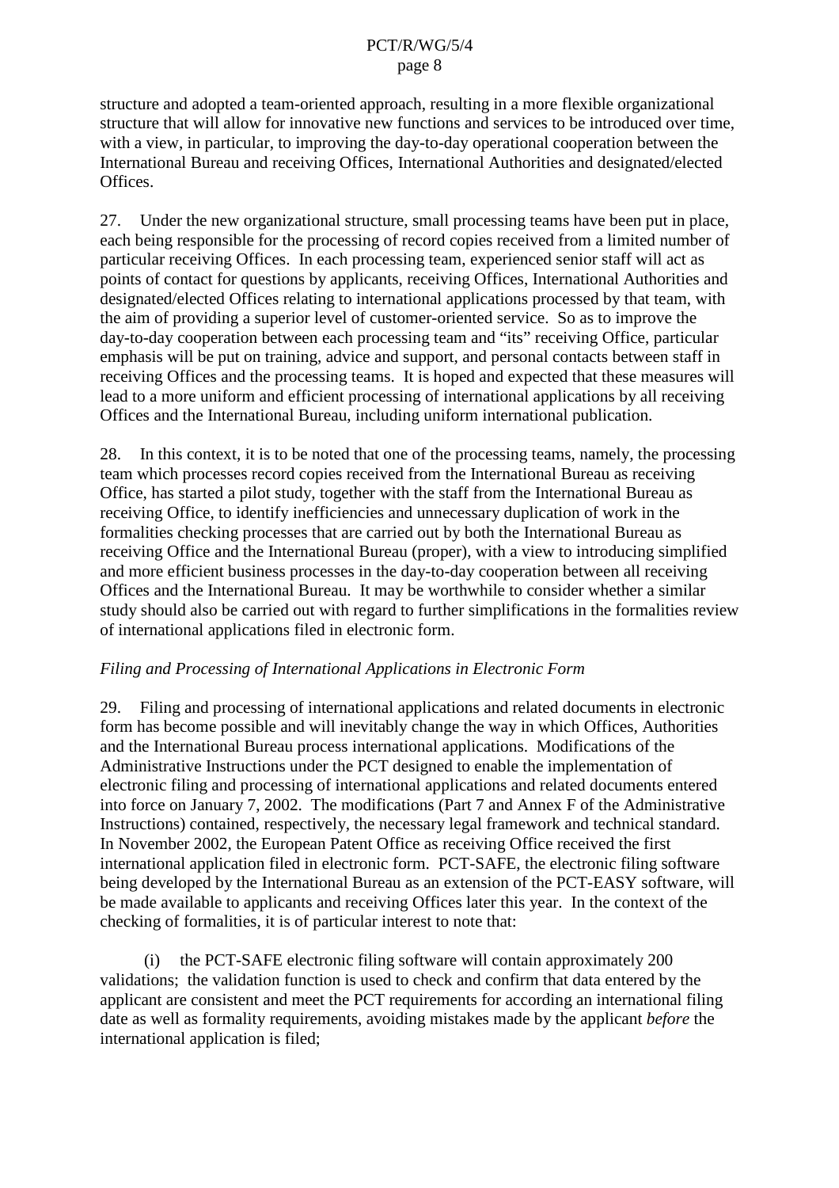structure and adopted a team-oriented approach, resulting in a more flexible organizational structure that will allow for innovative new functions and services to be introduced over time, with a view, in particular, to improving the day-to-day operational cooperation between the International Bureau and receiving Offices, International Authorities and designated/elected Offices.

27. Under the new organizational structure, small processing teams have been put in place, each being responsible for the processing of record copies received from a limited number of particular receiving Offices. In each processing team, experienced senior staff will act as points of contact for questions by applicants, receiving Offices, International Authorities and designated/elected Offices relating to international applications processed by that team, with the aim of providing a superior level of customer-oriented service. So as to improve the day-to-day cooperation between each processing team and "its" receiving Office, particular emphasis will be put on training, advice and support, and personal contacts between staff in receiving Offices and the processing teams. It is hoped and expected that these measures will lead to a more uniform and efficient processing of international applications by all receiving Offices and the International Bureau, including uniform international publication.

28. In this context, it is to be noted that one of the processing teams, namely, the processing team which processes record copies received from the International Bureau as receiving Office, has started a pilot study, together with the staff from the International Bureau as receiving Office, to identify inefficiencies and unnecessary duplication of work in the formalities checking processes that are carried out by both the International Bureau as receiving Office and the International Bureau (proper), with a view to introducing simplified and more efficient business processes in the day-to-day cooperation between all receiving Offices and the International Bureau. It may be worthwhile to consider whether a similar study should also be carried out with regard to further simplifications in the formalities review of international applications filed in electronic form.

*Filing and Processing of International Applications in Electronic Form*

29. Filing and processing of international applications and related documents in electronic form has become possible and will inevitably change the way in which Offices, Authorities and the International Bureau process international applications. Modifications of the Administrative Instructions under the PCT designed to enable the implementation of electronic filing and processing of international applications and related documents entered into force on January 7, 2002. The modifications (Part 7 and Annex F of the Administrative Instructions) contained, respectively, the necessary legal framework and technical standard. In November 2002, the European Patent Office as receiving Office received the first international application filed in electronic form. PCT-SAFE, the electronic filing software being developed by the International Bureau as an extension of the PCT-EASY software, will be made available to applicants and receiving Offices later this year. In the context of the checking of formalities, it is of particular interest to note that:

(i) the PCT-SAFE electronic filing software will contain approximately 200 validations; the validation function is used to check and confirm that data entered by the applicant are consistent and meet the PCT requirements for according an international filing date as well as formality requirements, avoiding mistakes made by the applicant *before* the international application is filed;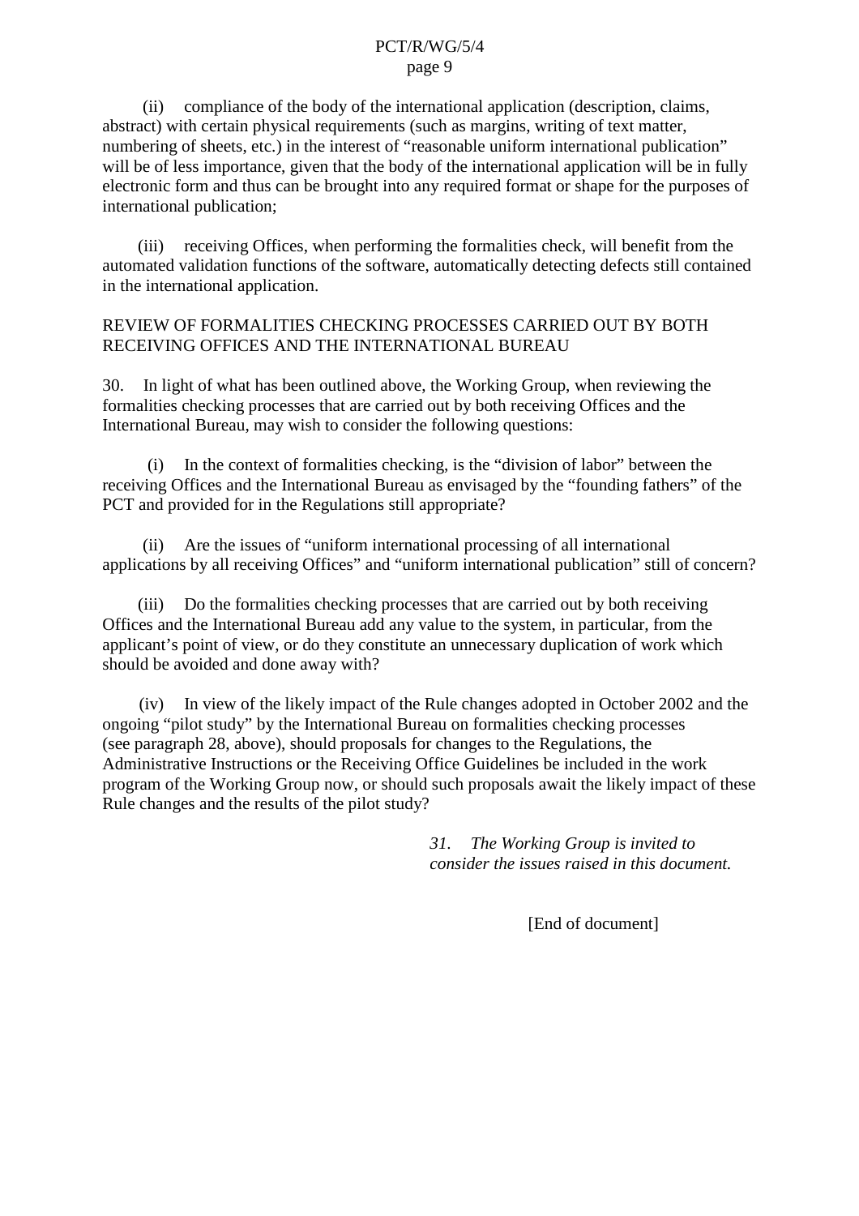(ii) compliance of the body of the international application (description, claims, abstract) with certain physical requirements (such as margins, writing of text matter, numbering of sheets, etc.) in the interest of "reasonable uniform international publication" will be of less importance, given that the body of the international application will be in fully electronic form and thus can be brought into any required format or shape for the purposes of international publication;

(iii) receiving Offices, when performing the formalities check, will benefit from the automated validation functions of the software, automatically detecting defects still contained in the international application.

## REVIEW OF FORMALITIES CHECKING PROCESSES CARRIED OUT BY BOTH RECEIVING OFFICES AND THE INTERNATIONAL BUREAU

30. In light of what has been outlined above, the Working Group, when reviewing the formalities checking processes that are carried out by both receiving Offices and the International Bureau, may wish to consider the following questions:

(i) In the context of formalities checking, is the "division of labor" between the receiving Offices and the International Bureau as envisaged by the "founding fathers" of the PCT and provided for in the Regulations still appropriate?

(ii) Are the issues of "uniform international processing of all international applications by all receiving Offices" and "uniform international publication" still of concern?

(iii) Do the formalities checking processes that are carried out by both receiving Offices and the International Bureau add any value to the system, in particular, from the applicant's point of view, or do they constitute an unnecessary duplication of work which should be avoided and done away with?

(iv) In view of the likely impact of the Rule changes adopted in October 2002 and the ongoing "pilot study" by the International Bureau on formalities checking processes (see paragraph 28, above), should proposals for changes to the Regulations, the Administrative Instructions or the Receiving Office Guidelines be included in the work program of the Working Group now, or should such proposals await the likely impact of these Rule changes and the results of the pilot study?

*31. The Working Group is invited to consider the issues raised in this document.*

[End of document]